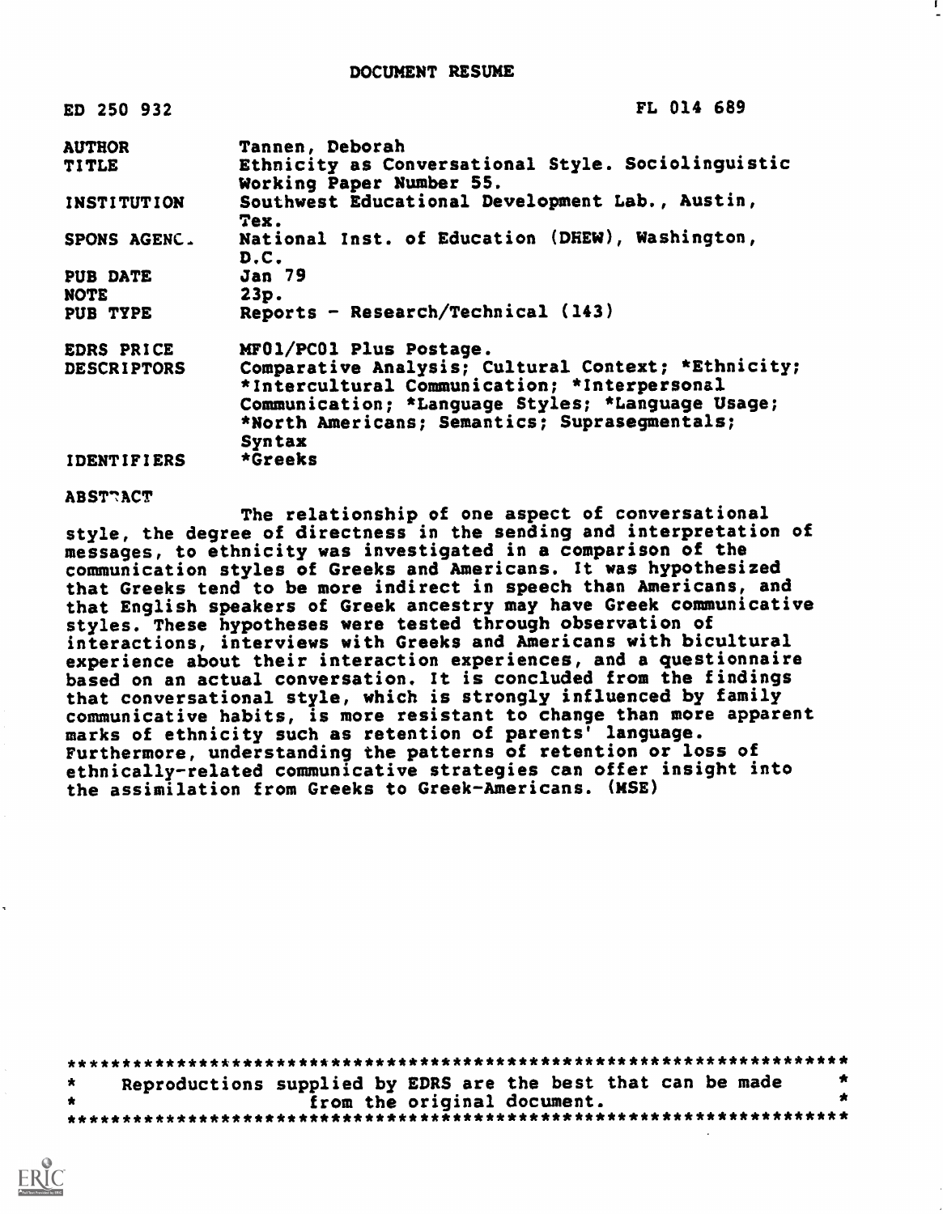# DOCUMENT RESUME

| | |
|---|---|
| ED 250 932 | FL 014 689 |
| AUTHOR | Tannen, Deborah |
| TITLE | Ethnicity as Conversational Style. Sociolinguistic Working Paper Number 55. |
| INSTITUTION | Southwest Educational Development Lab., Austin, Tex. |
| SPONS AGENC. | National Inst. of Education (DHEW), Washington, D.C. |
| PUB DATE | Jan 79 |
| NOTE | 23p. |
| PUB TYPE | Reports - Research/Technical (143) |
| EDRS PRICE | MF01/PC01 Plus Postage. |
| DESCRIPTORS | Comparative Analysis; Cultural Context; *Ethnicity; *Intercultural Communication; *Interpersonal Communication; *Language Styles; *Language Usage; *North Americans; Semantics; Suprasegmentals; Syntax |
| IDENTIFIERS | *Greeks |

ABSTRACT

The relationship of one aspect of conversational style, the degree of directness in the sending and interpretation of messages, to ethnicity was investigated in a comparison of the communication styles of Greeks and Americans. It was hypothesized that Greeks tend to be more indirect in speech than Americans, and that English speakers of Greek ancestry may have Greek communicative styles. These hypotheses were tested through observation of interactions, interviews with Greeks and Americans with bicultural experience about their interaction experiences, and a questionnaire based on an actual conversation. It is concluded from the findings that conversational style, which is strongly influenced by family communicative habits, is more resistant to change than more apparent marks of ethnicity such as retention of parents' language. Furthermore, understanding the patterns of retention or loss of ethnically-related communicative strategies can offer insight into the assimilation from Greeks to Greek-Americans. (MSE)

***********************************************************************
* Reproductions supplied by EDRS are the best that can be made *
* from the original document. *
***********************************************************************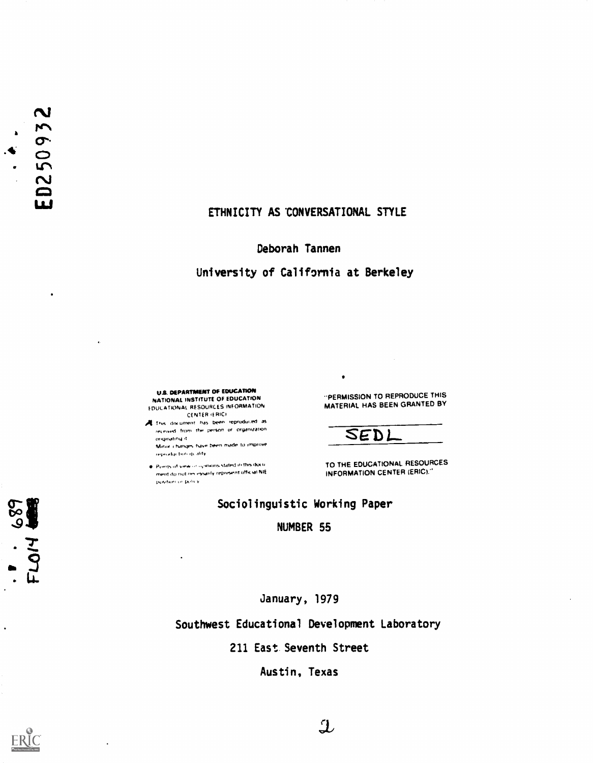ED250932

# ETHNICITY AS CONVERSATIONAL STYLE

Deborah Tannen

University of California at Berkeley

**U.S. DEPARTMENT OF EDUCATION**
**NATIONAL INSTITUTE OF EDUCATION**
EDUCATIONAL RESOURCES INFORMATION CENTER (ERIC)

- This document has been reproduced as received from the person or organization originating it.
  Minor changes have been made to improve reproduction quality.
- Points of view or opinions stated in this document do not necessarily represent official NIE position or policy.

"PERMISSION TO REPRODUCE THIS MATERIAL HAS BEEN GRANTED BY

SEDL

TO THE EDUCATIONAL RESOURCES INFORMATION CENTER (ERIC)."

Sociolinguistic Working Paper

NUMBER 55

FL014 689

January, 1979

Southwest Educational Development Laboratory

211 East Seventh Street

Austin, Texas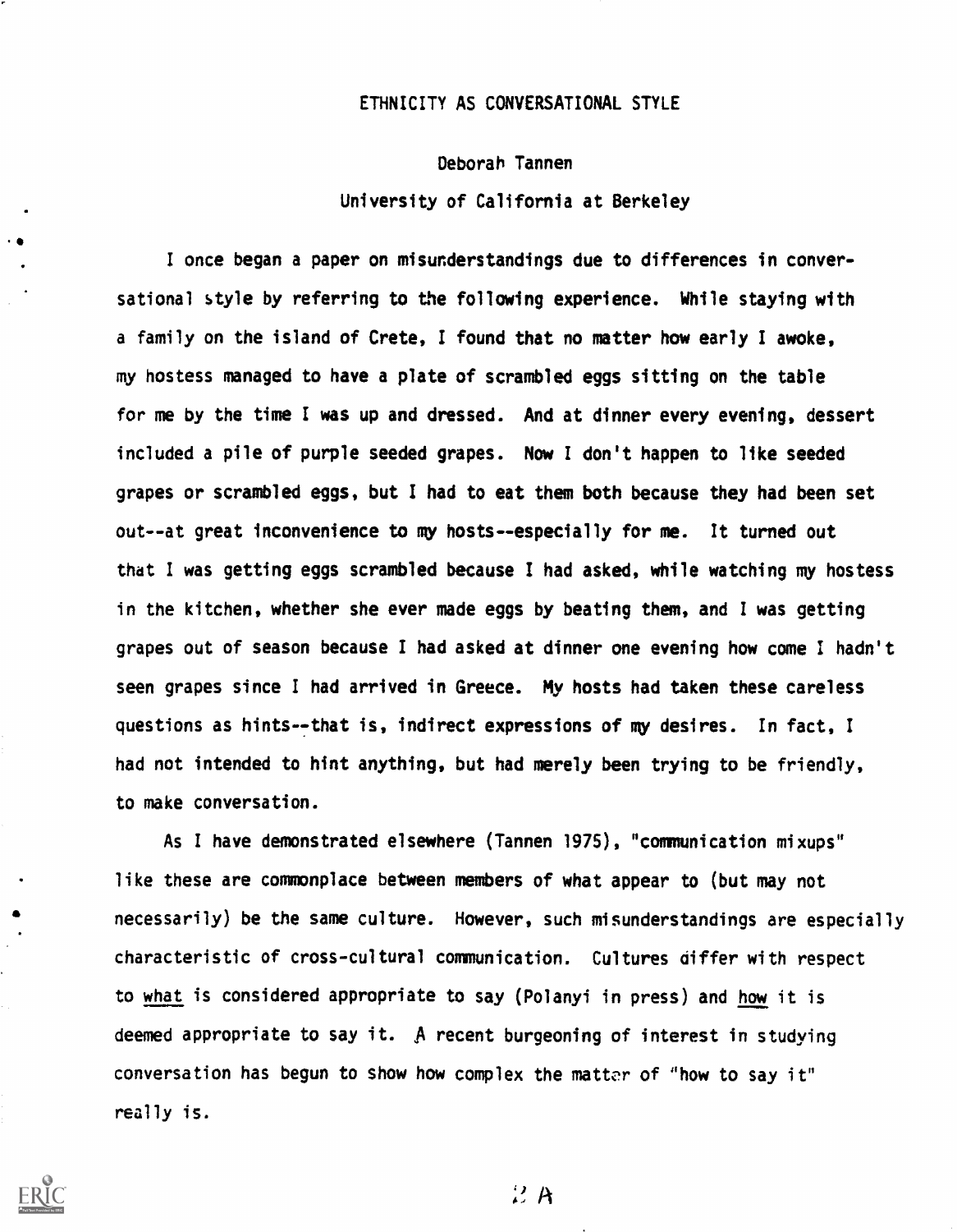# ETHNICITY AS CONVERSATIONAL STYLE

Deborah Tannen

University of California at Berkeley

I once began a paper on misunderstandings due to differences in conversational style by referring to the following experience. While staying with a family on the island of Crete, I found that no matter how early I awoke, my hostess managed to have a plate of scrambled eggs sitting on the table for me by the time I was up and dressed. And at dinner every evening, dessert included a pile of purple seeded grapes. Now I don't happen to like seeded grapes or scrambled eggs, but I had to eat them both because they had been set out--at great inconvenience to my hosts--especially for me. It turned out that I was getting eggs scrambled because I had asked, while watching my hostess in the kitchen, whether she ever made eggs by beating them, and I was getting grapes out of season because I had asked at dinner one evening how come I hadn't seen grapes since I had arrived in Greece. My hosts had taken these careless questions as hints--that is, indirect expressions of my desires. In fact, I had not intended to hint anything, but had merely been trying to be friendly, to make conversation.

As I have demonstrated elsewhere (Tannen 1975), "communication mixups" like these are commonplace between members of what appear to (but may not necessarily) be the same culture. However, such misunderstandings are especially characteristic of cross-cultural communication. Cultures differ with respect to <u>what</u> is considered appropriate to say (Polanyi in press) and <u>how</u> it is deemed appropriate to say it. A recent burgeoning of interest in studying conversation has begun to show how complex the matter of "how to say it" really is.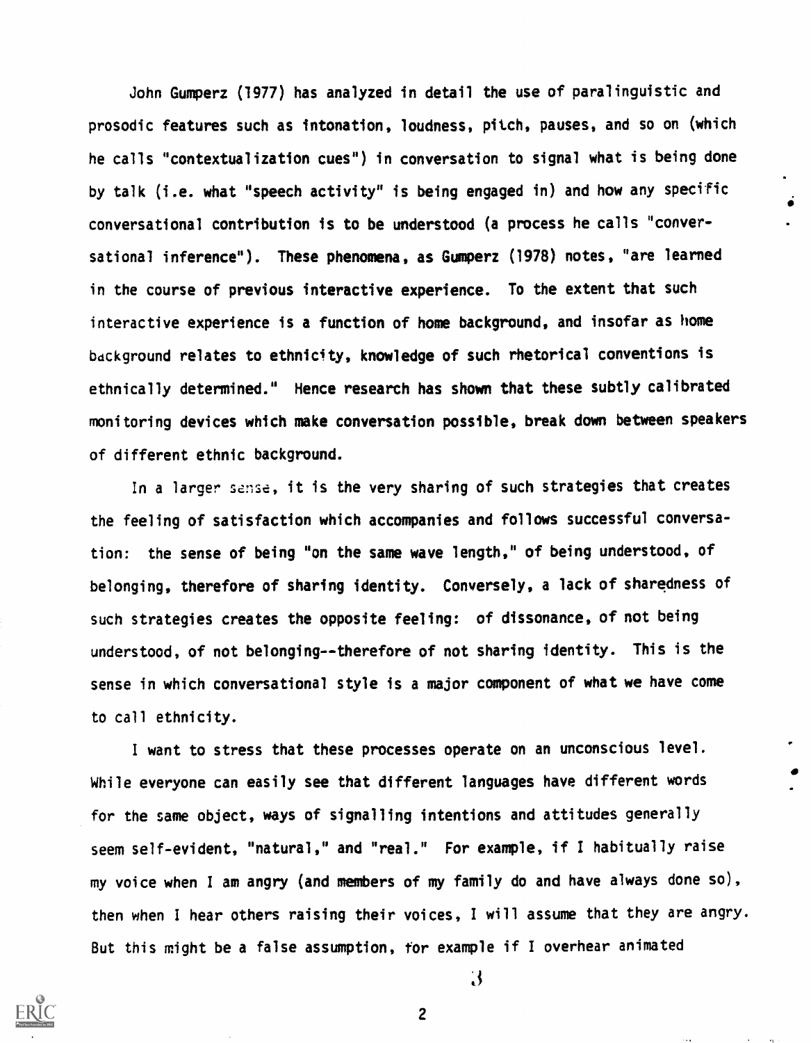John Gumperz (1977) has analyzed in detail the use of paralinguistic and prosodic features such as intonation, loudness, pitch, pauses, and so on (which he calls "contextualization cues") in conversation to signal what is being done by talk (i.e. what "speech activity" is being engaged in) and how any specific conversational contribution is to be understood (a process he calls "conversational inference"). These phenomena, as Gumperz (1978) notes, "are learned in the course of previous interactive experience. To the extent that such interactive experience is a function of home background, and insofar as home background relates to ethnicity, knowledge of such rhetorical conventions is ethnically determined." Hence research has shown that these subtly calibrated monitoring devices which make conversation possible, break down between speakers of different ethnic background.

In a larger sense, it is the very sharing of such strategies that creates the feeling of satisfaction which accompanies and follows successful conversation: the sense of being "on the same wave length," of being understood, of belonging, therefore of sharing identity. Conversely, a lack of sharedness of such strategies creates the opposite feeling: of dissonance, of not being understood, of not belonging--therefore of not sharing identity. This is the sense in which conversational style is a major component of what we have come to call ethnicity.

I want to stress that these processes operate on an unconscious level. While everyone can easily see that different languages have different words for the same object, ways of signalling intentions and attitudes generally seem self-evident, "natural," and "real." For example, if I habitually raise my voice when I am angry (and members of my family do and have always done so), then when I hear others raising their voices, I will assume that they are angry. But this might be a false assumption, for example if I overhear animated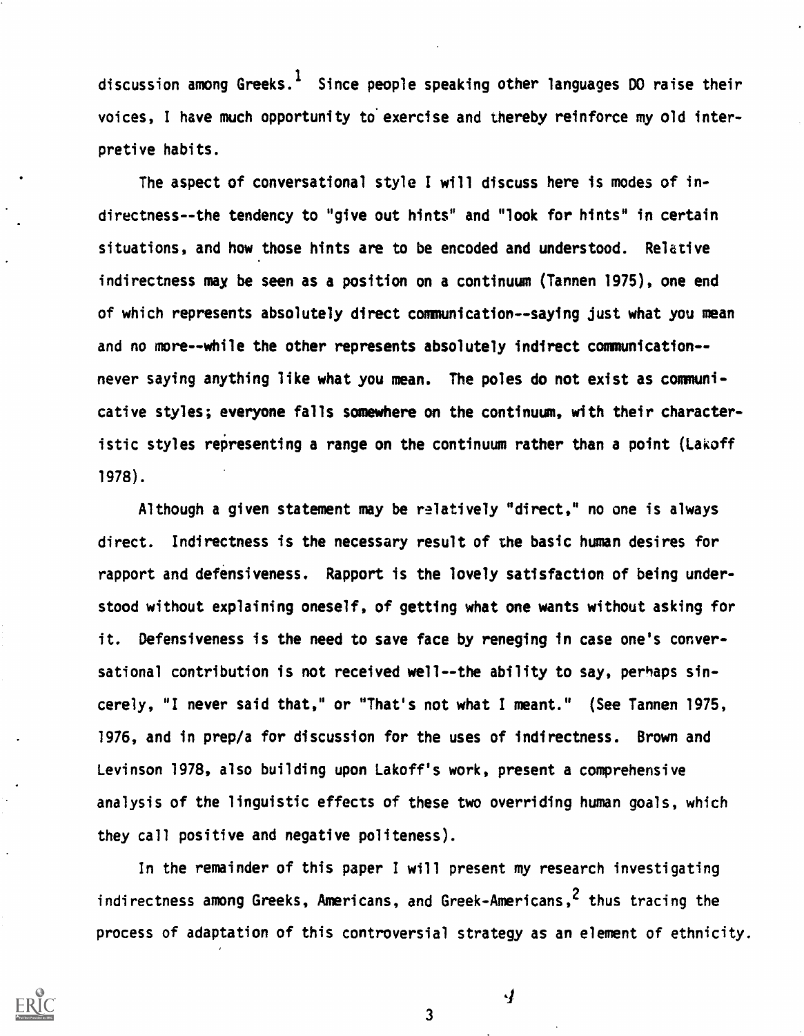discussion among Greeks.[1] Since people speaking other languages DO raise their voices, I have much opportunity to exercise and thereby reinforce my old interpretive habits.

The aspect of conversational style I will discuss here is modes of indirectness--the tendency to "give out hints" and "look for hints" in certain situations, and how those hints are to be encoded and understood. Relative indirectness may be seen as a position on a continuum (Tannen 1975), one end of which represents absolutely direct communication--saying just what you mean and no more--while the other represents absolutely indirect communication--never saying anything like what you mean. The poles do not exist as communicative styles; everyone falls somewhere on the continuum, with their characteristic styles representing a range on the continuum rather than a point (Lakoff 1978).

Although a given statement may be relatively "direct," no one is always direct. Indirectness is the necessary result of the basic human desires for rapport and defensiveness. Rapport is the lovely satisfaction of being understood without explaining oneself, of getting what one wants without asking for it. Defensiveness is the need to save face by reneging in case one's conversational contribution is not received well--the ability to say, perhaps sincerely, "I never said that," or "That's not what I meant." (See Tannen 1975, 1976, and in prep/a for discussion for the uses of indirectness. Brown and Levinson 1978, also building upon Lakoff's work, present a comprehensive analysis of the linguistic effects of these two overriding human goals, which they call positive and negative politeness).

In the remainder of this paper I will present my research investigating indirectness among Greeks, Americans, and Greek-Americans,[2] thus tracing the process of adaptation of this controversial strategy as an element of ethnicity.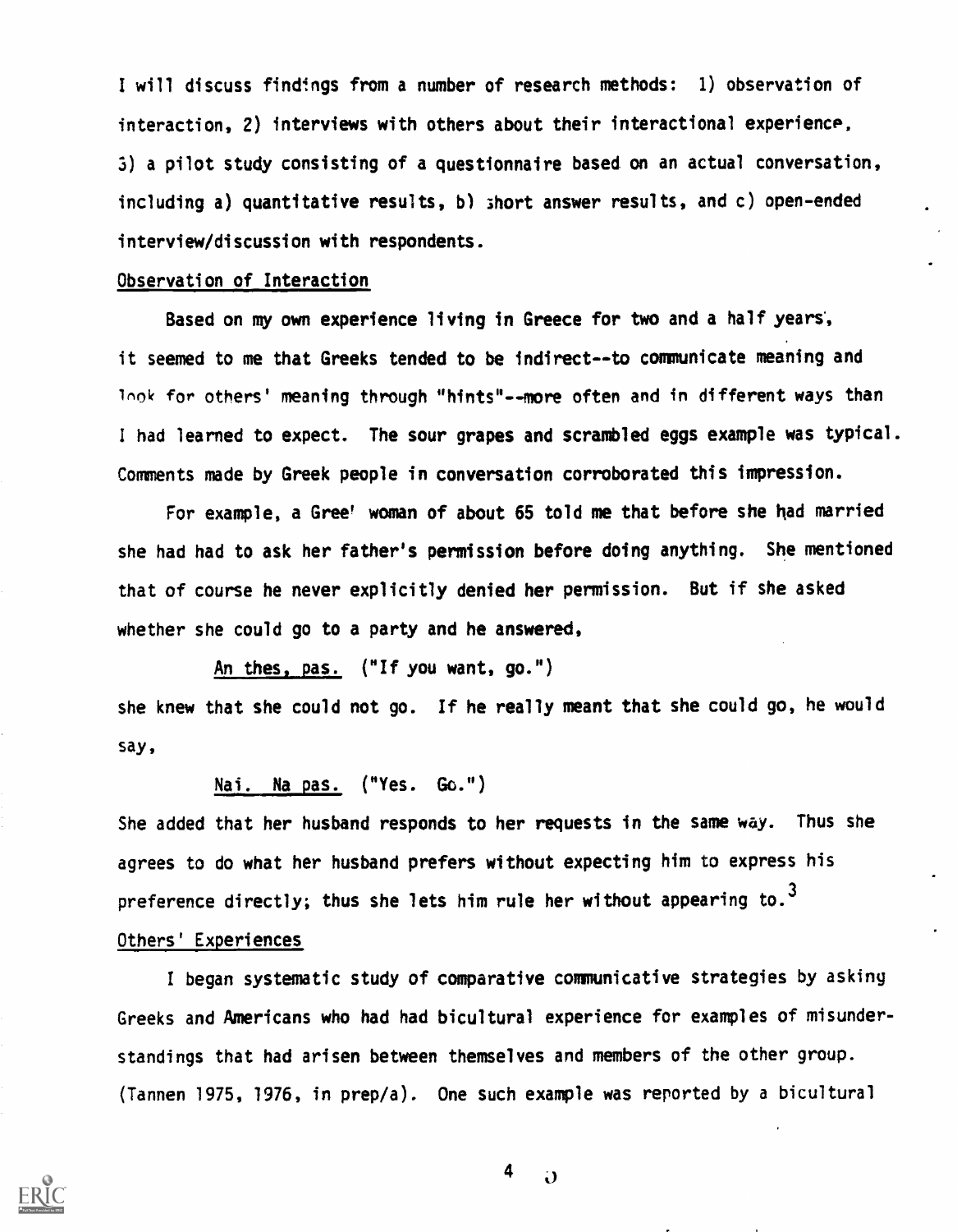I will discuss findings from a number of research methods: 1) observation of interaction, 2) interviews with others about their interactional experience, 3) a pilot study consisting of a questionnaire based on an actual conversation, including a) quantitative results, b) short answer results, and c) open-ended interview/discussion with respondents.

## Observation of Interaction

Based on my own experience living in Greece for two and a half years, it seemed to me that Greeks tended to be indirect--to communicate meaning and look for others' meaning through "hints"--more often and in different ways than I had learned to expect. The sour grapes and scrambled eggs example was typical. Comments made by Greek people in conversation corroborated this impression.

For example, a Greek woman of about 65 told me that before she had married she had had to ask her father's permission before doing anything. She mentioned that of course he never explicitly denied her permission. But if she asked whether she could go to a party and he answered,

> An thes, pas. ("If you want, go.")

she knew that she could not go. If he really meant that she could go, he would say,

> Nai. Na pas. ("Yes. Go.")

She added that her husband responds to her requests in the same way. Thus she agrees to do what her husband prefers without expecting him to express his preference directly; thus she lets him rule her without appearing to.[3]

## Others' Experiences

I began systematic study of comparative communicative strategies by asking Greeks and Americans who had had bicultural experience for examples of misunderstandings that had arisen between themselves and members of the other group. (Tannen 1975, 1976, in prep/a). One such example was reported by a bicultural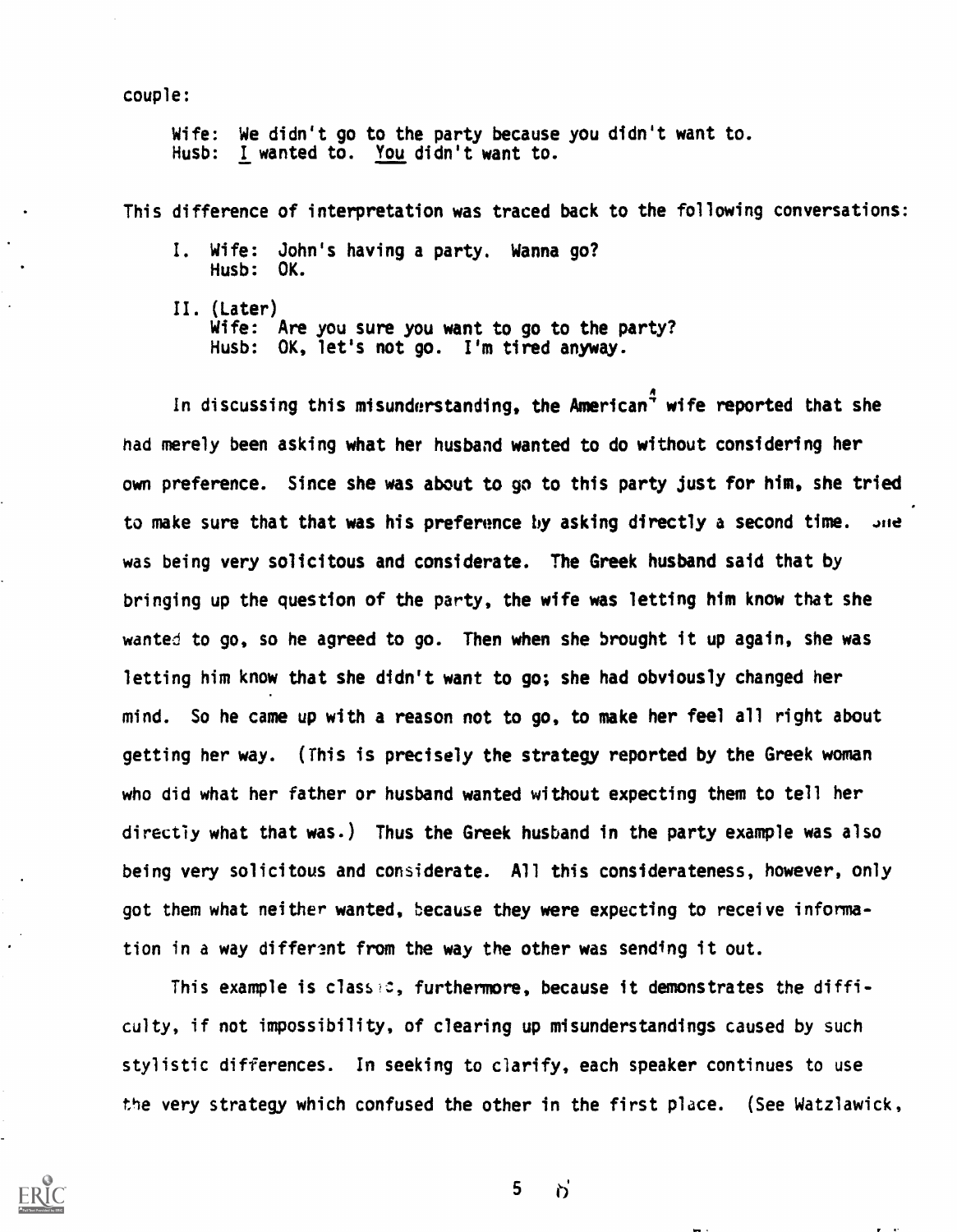couple:

> Wife: We didn't go to the party because you didn't want to.
> Husb: <u>I</u> wanted to. <u>You</u> didn't want to.

This difference of interpretation was traced back to the following conversations:

> I. Wife: John's having a party. Wanna go?
> Husb: OK.
>
> II. (Later)
> Wife: Are you sure you want to go to the party?
> Husb: OK, let's not go. I'm tired anyway.

In discussing this misunderstanding, the American[4] wife reported that she had merely been asking what her husband wanted to do without considering her own preference. Since she was about to go to this party just for him, she tried to make sure that that was his preference by asking directly a second time. She was being very solicitous and considerate. The Greek husband said that by bringing up the question of the party, the wife was letting him know that she wanted to go, so he agreed to go. Then when she brought it up again, she was letting him know that she didn't want to go; she had obviously changed her mind. So he came up with a reason not to go, to make her feel all right about getting her way. (This is precisely the strategy reported by the Greek woman who did what her father or husband wanted without expecting them to tell her directly what that was.) Thus the Greek husband in the party example was also being very solicitous and considerate. All this considerateness, however, only got them what neither wanted, because they were expecting to receive information in a way different from the way the other was sending it out.

This example is classic, furthermore, because it demonstrates the difficulty, if not impossibility, of clearing up misunderstandings caused by such stylistic differences. In seeking to clarify, each speaker continues to use the very strategy which confused the other in the first place. (See Watzlawick,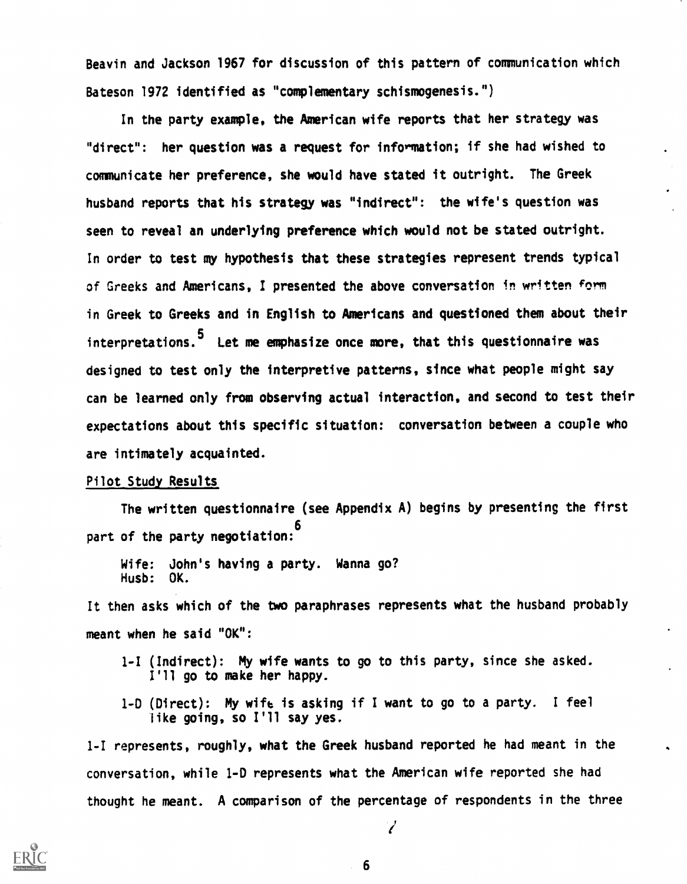Beavin and Jackson 1967 for discussion of this pattern of communication which Bateson 1972 identified as "complementary schismogenesis.")

In the party example, the American wife reports that her strategy was "direct": her question was a request for information; if she had wished to communicate her preference, she would have stated it outright. The Greek husband reports that his strategy was "indirect": the wife's question was seen to reveal an underlying preference which would not be stated outright. In order to test my hypothesis that these strategies represent trends typical of Greeks and Americans, I presented the above conversation in written form in Greek to Greeks and in English to Americans and questioned them about their interpretations.[5] Let me emphasize once more, that this questionnaire was designed to test only the interpretive patterns, since what people might say can be learned only from observing actual interaction, and second to test their expectations about this specific situation: conversation between a couple who are intimately acquainted.

## Pilot Study Results

The written questionnaire (see Appendix A) begins by presenting the first part of the party negotiation:[6]

> Wife: John's having a party. Wanna go?
> Husb: OK.

It then asks which of the two paraphrases represents what the husband probably meant when he said "OK":

> 1-I (Indirect): My wife wants to go to this party, since she asked. I'll go to make her happy.
>
> 1-D (Direct): My wife is asking if I want to go to a party. I feel like going, so I'll say yes.

1-I represents, roughly, what the Greek husband reported he had meant in the conversation, while 1-D represents what the American wife reported she had thought he meant. A comparison of the percentage of respondents in the three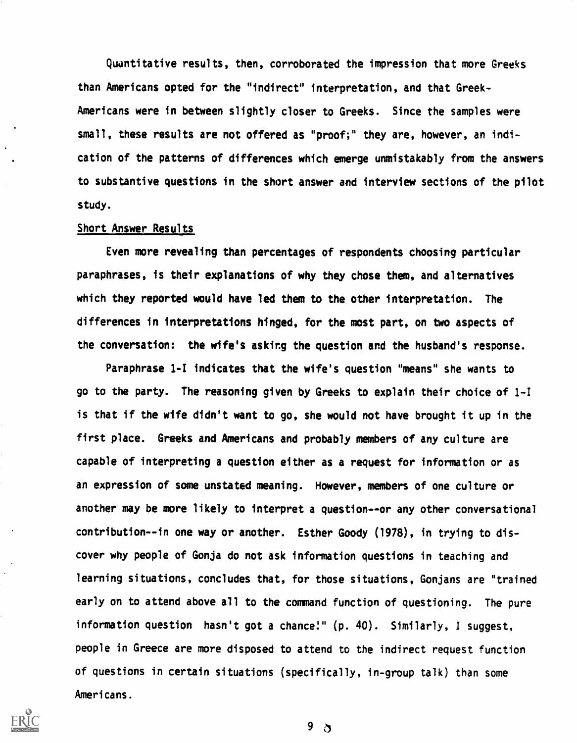Quantitative results, then, corroborated the impression that more Greeks than Americans opted for the "indirect" interpretation, and that Greek-Americans were in between slightly closer to Greeks. Since the samples were small, these results are not offered as "proof;" they are, however, an indication of the patterns of differences which emerge unmistakably from the answers to substantive questions in the short answer and interview sections of the pilot study.

## Short Answer Results

Even more revealing than percentages of respondents choosing particular paraphrases, is their explanations of why they chose them, and alternatives which they reported would have led them to the other interpretation. The differences in interpretations hinged, for the most part, on two aspects of the conversation: the wife's asking the question and the husband's response.

Paraphrase 1-I indicates that the wife's question "means" she wants to go to the party. The reasoning given by Greeks to explain their choice of 1-I is that if the wife didn't want to go, she would not have brought it up in the first place. Greeks and Americans and probably members of any culture are capable of interpreting a question either as a request for information or as an expression of some unstated meaning. However, members of one culture or another may be more likely to interpret a question--or any other conversational contribution--in one way or another. Esther Goody (1978), in trying to discover why people of Gonja do not ask information questions in teaching and learning situations, concludes that, for those situations, Gonjans are "trained early on to attend above all to the command function of questioning. The pure information question hasn't got a chance!" (p. 40). Similarly, I suggest, people in Greece are more disposed to attend to the indirect request function of questions in certain situations (specifically, in-group talk) than some Americans.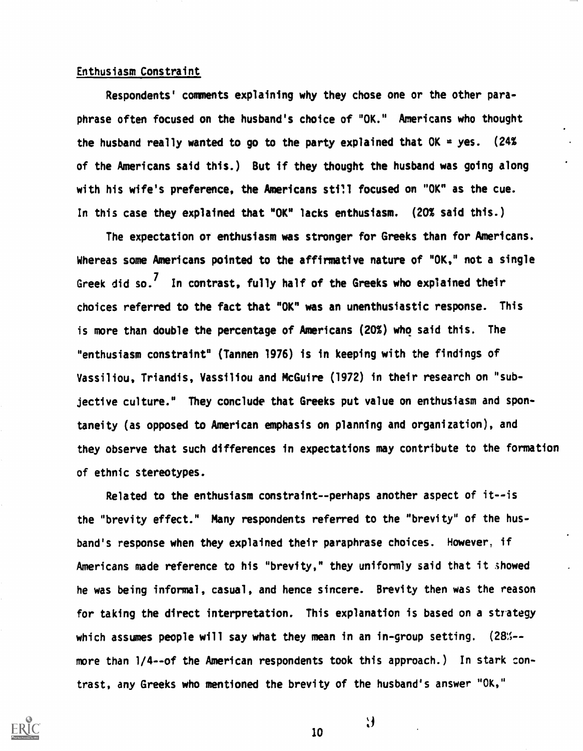## Enthusiasm Constraint

Respondents' comments explaining why they chose one or the other paraphrase often focused on the husband's choice of "OK." Americans who thought the husband really wanted to go to the party explained that OK = yes. (24% of the Americans said this.) But if they thought the husband was going along with his wife's preference, the Americans still focused on "OK" as the cue. In this case they explained that "OK" lacks enthusiasm. (20% said this.)

The expectation of enthusiasm was stronger for Greeks than for Americans. Whereas some Americans pointed to the affirmative nature of "OK," not a single Greek did so.[7] In contrast, fully half of the Greeks who explained their choices referred to the fact that "OK" was an unenthusiastic response. This is more than double the percentage of Americans (20%) who said this. The "enthusiasm constraint" (Tannen 1976) is in keeping with the findings of Vassiliou, Triandis, Vassiliou and McGuire (1972) in their research on "subjective culture." They conclude that Greeks put value on enthusiasm and spontaneity (as opposed to American emphasis on planning and organization), and they observe that such differences in expectations may contribute to the formation of ethnic stereotypes.

Related to the enthusiasm constraint--perhaps another aspect of it--is the "brevity effect." Many respondents referred to the "brevity" of the husband's response when they explained their paraphrase choices. However, if Americans made reference to his "brevity," they uniformly said that it showed he was being informal, casual, and hence sincere. Brevity then was the reason for taking the direct interpretation. This explanation is based on a strategy which assumes people will say what they mean in an in-group setting. (28%--more than 1/4--of the American respondents took this approach.) In stark contrast, any Greeks who mentioned the brevity of the husband's answer "OK,"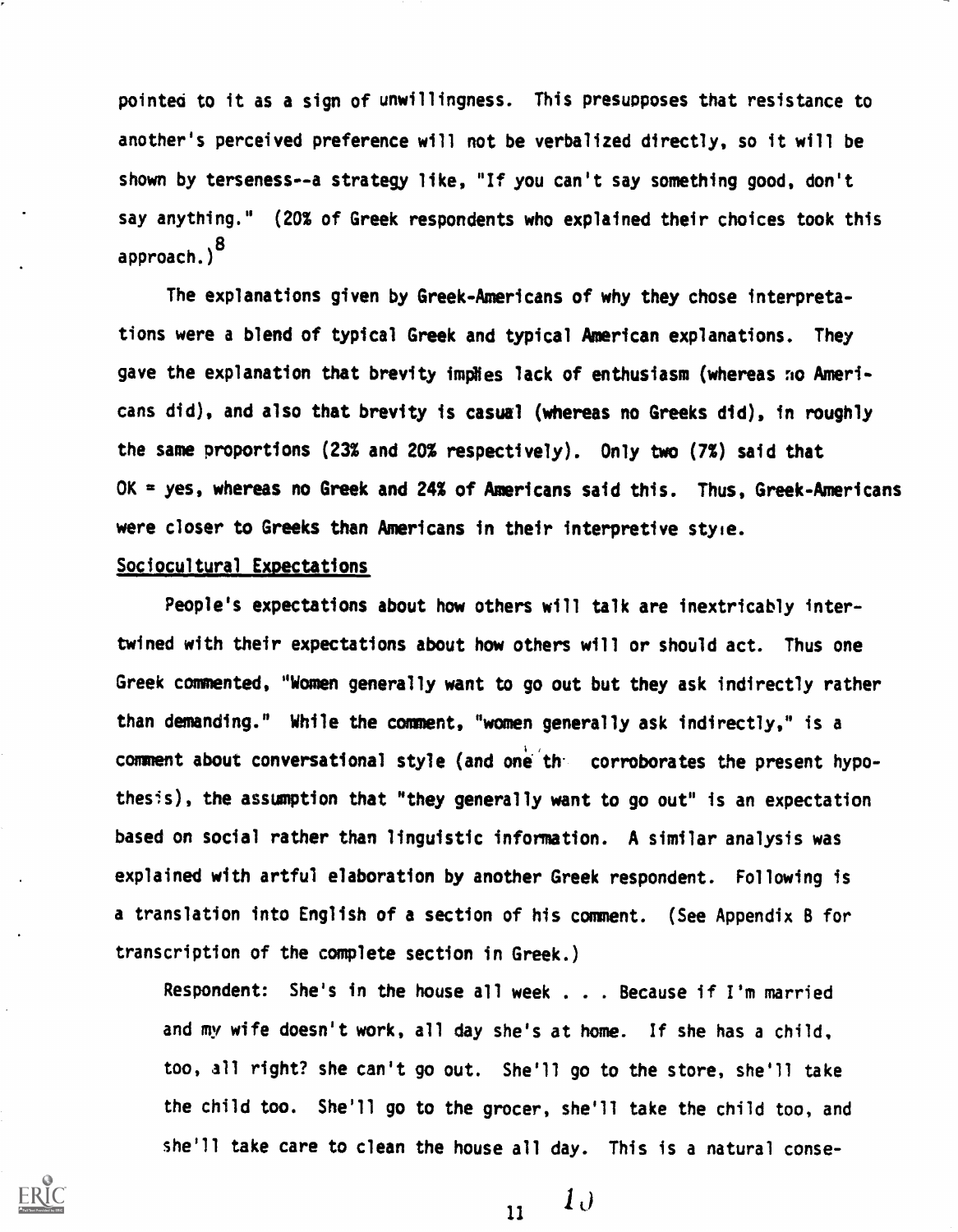pointed to it as a sign of unwillingness. This presupposes that resistance to another's perceived preference will not be verbalized directly, so it will be shown by terseness--a strategy like, "If you can't say something good, don't say anything." (20% of Greek respondents who explained their choices took this approach.)[8]

The explanations given by Greek-Americans of why they chose interpretations were a blend of typical Greek and typical American explanations. They gave the explanation that brevity implies lack of enthusiasm (whereas no Americans did), and also that brevity is casual (whereas no Greeks did), in roughly the same proportions (23% and 20% respectively). Only two (7%) said that OK = yes, whereas no Greek and 24% of Americans said this. Thus, Greek-Americans were closer to Greeks than Americans in their interpretive style.

<u>Sociocultural Expectations</u>

People's expectations about how others will talk are inextricably intertwined with their expectations about how others will or should act. Thus one Greek commented, "Women generally want to go out but they ask indirectly rather than demanding." While the comment, "women generally ask indirectly," is a comment about conversational style (and one that corroborates the present hypothesis), the assumption that "they generally want to go out" is an expectation based on social rather than linguistic information. A similar analysis was explained with artful elaboration by another Greek respondent. Following is a translation into English of a section of his comment. (See Appendix B for transcription of the complete section in Greek.)

> Respondent: She's in the house all week . . . Because if I'm married and my wife doesn't work, all day she's at home. If she has a child, too, all right? she can't go out. She'll go to the store, she'll take the child too. She'll go to the grocer, she'll take the child too, and she'll take care to clean the house all day. This is a natural conse-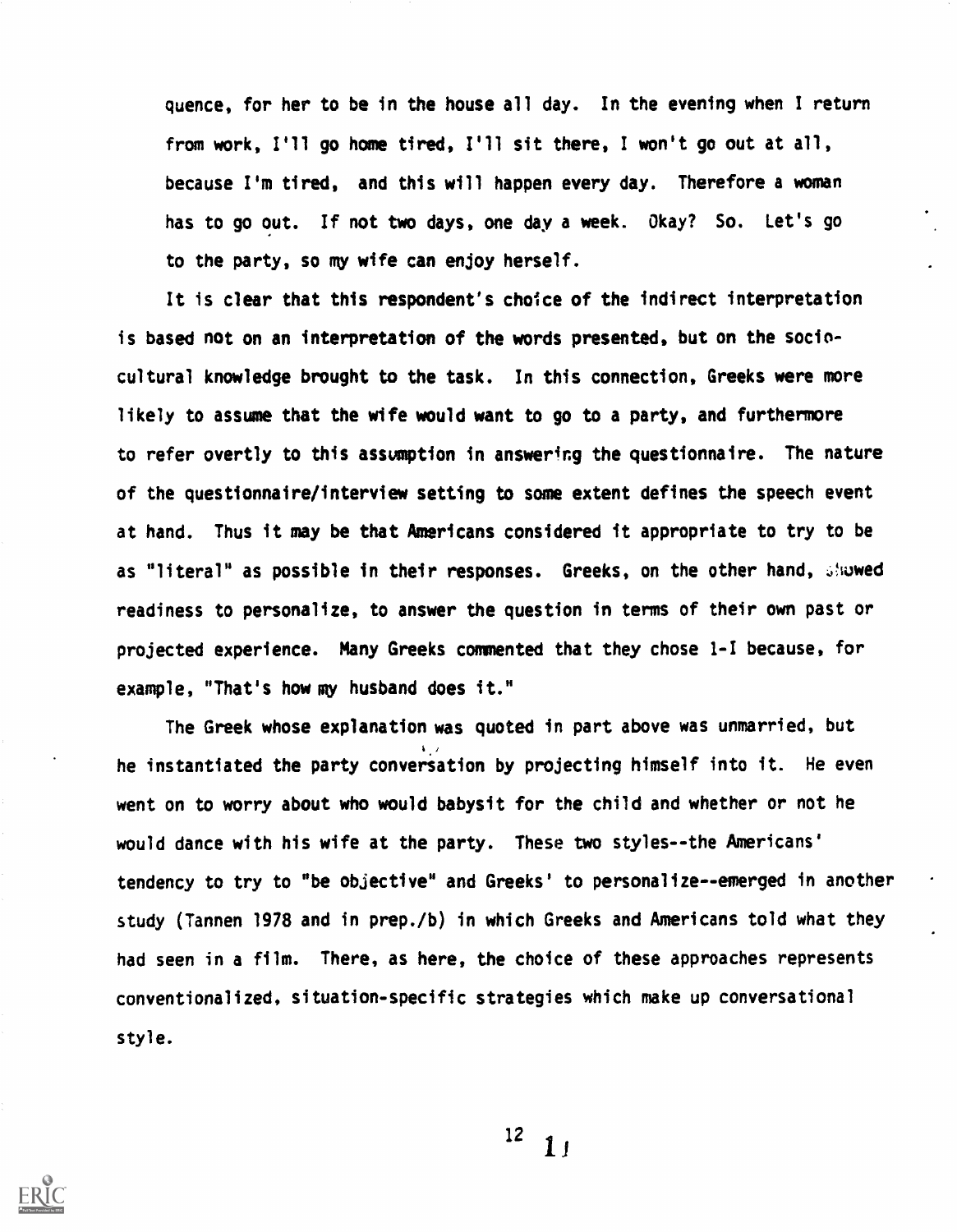quence, for her to be in the house all day. In the evening when I return from work, I'll go home tired, I'll sit there, I won't go out at all, because I'm tired, and this will happen every day. Therefore a woman has to go out. If not two days, one day a week. Okay? So. Let's go to the party, so my wife can enjoy herself.

It is clear that this respondent's choice of the indirect interpretation is based not on an interpretation of the words presented, but on the socio-cultural knowledge brought to the task. In this connection, Greeks were more likely to assume that the wife would want to go to a party, and furthermore to refer overtly to this assumption in answering the questionnaire. The nature of the questionnaire/interview setting to some extent defines the speech event at hand. Thus it may be that Americans considered it appropriate to try to be as "literal" as possible in their responses. Greeks, on the other hand, showed readiness to personalize, to answer the question in terms of their own past or projected experience. Many Greeks commented that they chose 1-I because, for example, "That's how my husband does it."

The Greek whose explanation was quoted in part above was unmarried, but he instantiated the party conversation by projecting himself into it. He even went on to worry about who would babysit for the child and whether or not he would dance with his wife at the party. These two styles--the Americans' tendency to try to "be objective" and Greeks' to personalize--emerged in another study (Tannen 1978 and in prep./b) in which Greeks and Americans told what they had seen in a film. There, as here, the choice of these approaches represents conventionalized, situation-specific strategies which make up conversational style.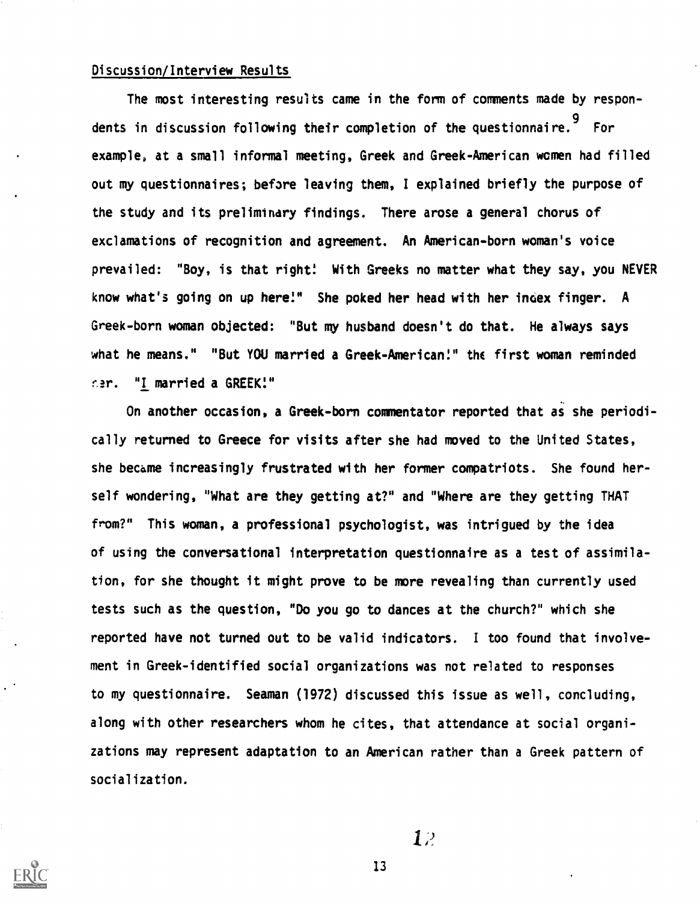Discussion/Interview Results

The most interesting results came in the form of comments made by respondents in discussion following their completion of the questionnaire.[9] For example, at a small informal meeting, Greek and Greek-American women had filled out my questionnaires; before leaving them, I explained briefly the purpose of the study and its preliminary findings. There arose a general chorus of exclamations of recognition and agreement. An American-born woman's voice prevailed: "Boy, is that right! With Greeks no matter what they say, you NEVER know what's going on up here!" She poked her head with her index finger. A Greek-born woman objected: "But my husband doesn't do that. He always says what he means." "But YOU married a Greek-American!" the first woman reminded her. "I married a GREEK!"

On another occasion, a Greek-born commentator reported that as she periodically returned to Greece for visits after she had moved to the United States, she became increasingly frustrated with her former compatriots. She found herself wondering, "What are they getting at?" and "Where are they getting THAT from?" This woman, a professional psychologist, was intrigued by the idea of using the conversational interpretation questionnaire as a test of assimilation, for she thought it might prove to be more revealing than currently used tests such as the question, "Do you go to dances at the church?" which she reported have not turned out to be valid indicators. I too found that involvement in Greek-identified social organizations was not related to responses to my questionnaire. Seaman (1972) discussed this issue as well, concluding, along with other researchers whom he cites, that attendance at social organizations may represent adaptation to an American rather than a Greek pattern of socialization.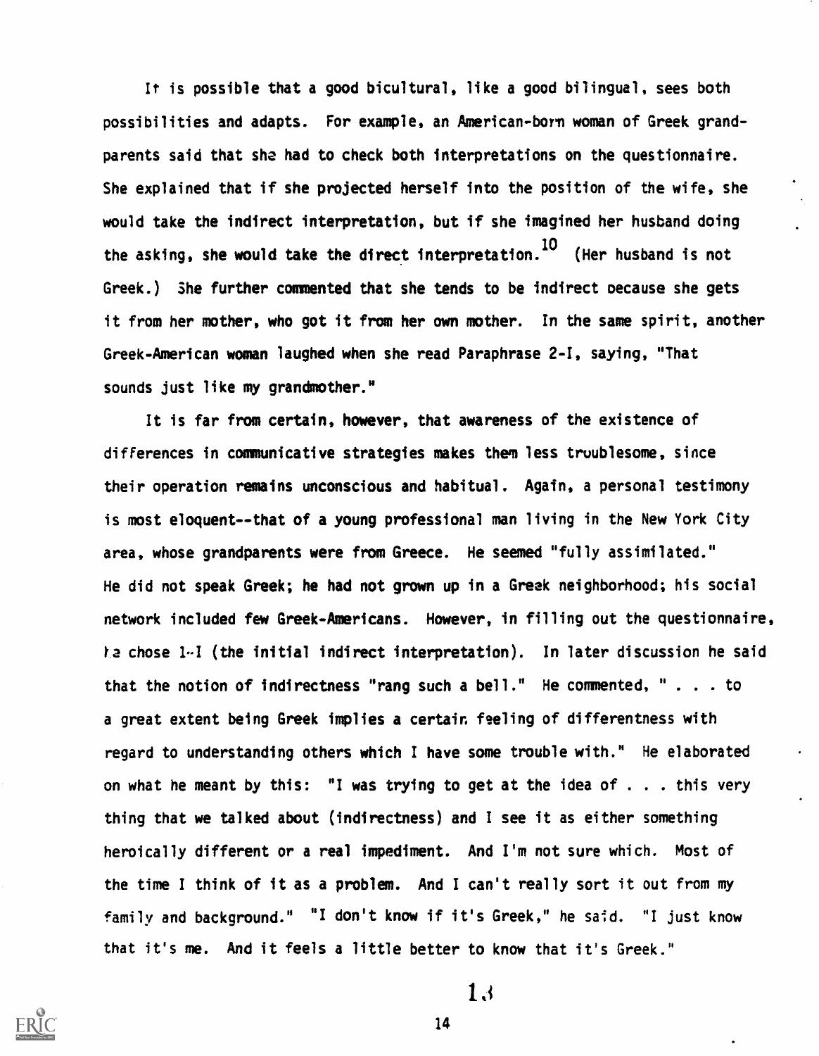It is possible that a good bicultural, like a good bilingual, sees both possibilities and adapts. For example, an American-born woman of Greek grandparents said that she had to check both interpretations on the questionnaire. She explained that if she projected herself into the position of the wife, she would take the indirect interpretation, but if she imagined her husband doing the asking, she would take the direct interpretation.[10] (Her husband is not Greek.) She further commented that she tends to be indirect because she gets it from her mother, who got it from her own mother. In the same spirit, another Greek-American woman laughed when she read Paraphrase 2-I, saying, "That sounds just like my grandmother."

It is far from certain, however, that awareness of the existence of differences in communicative strategies makes them less troublesome, since their operation remains unconscious and habitual. Again, a personal testimony is most eloquent--that of a young professional man living in the New York City area, whose grandparents were from Greece. He seemed "fully assimilated." He did not speak Greek; he had not grown up in a Greek neighborhood; his social network included few Greek-Americans. However, in filling out the questionnaire, he chose 1-I (the initial indirect interpretation). In later discussion he said that the notion of indirectness "rang such a bell." He commented, " . . . to a great extent being Greek implies a certain feeling of differentness with regard to understanding others which I have some trouble with." He elaborated on what he meant by this: "I was trying to get at the idea of . . . this very thing that we talked about (indirectness) and I see it as either something heroically different or a real impediment. And I'm not sure which. Most of the time I think of it as a problem. And I can't really sort it out from my family and background." "I don't know if it's Greek," he said. "I just know that it's me. And it feels a little better to know that it's Greek."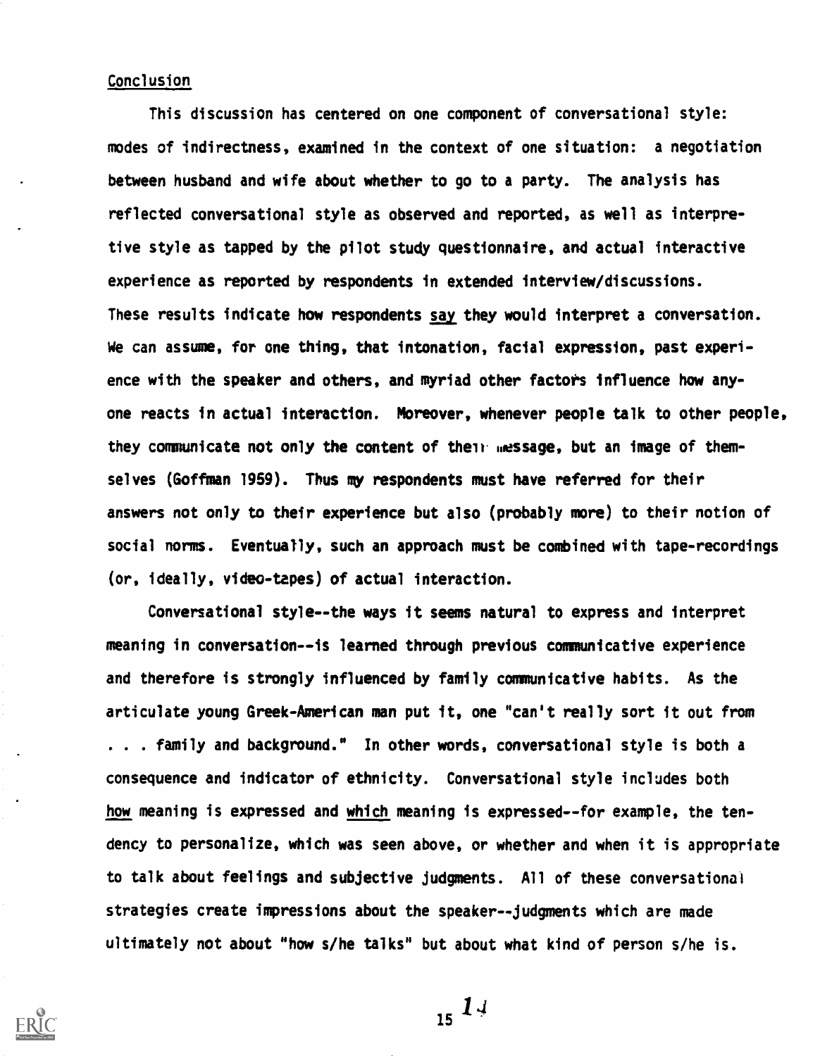## Conclusion

This discussion has centered on one component of conversational style: modes of indirectness, examined in the context of one situation: a negotiation between husband and wife about whether to go to a party. The analysis has reflected conversational style as observed and reported, as well as interpretive style as tapped by the pilot study questionnaire, and actual interactive experience as reported by respondents in extended interview/discussions. These results indicate how respondents say they would interpret a conversation. We can assume, for one thing, that intonation, facial expression, past experience with the speaker and others, and myriad other factors influence how anyone reacts in actual interaction. Moreover, whenever people talk to other people, they communicate not only the content of their message, but an image of themselves (Goffman 1959). Thus my respondents must have referred for their answers not only to their experience but also (probably more) to their notion of social norms. Eventually, such an approach must be combined with tape-recordings (or, ideally, video-tapes) of actual interaction.

Conversational style--the ways it seems natural to express and interpret meaning in conversation--is learned through previous communicative experience and therefore is strongly influenced by family communicative habits. As the articulate young Greek-American man put it, one "can't really sort it out from . . . family and background." In other words, conversational style is both a consequence and indicator of ethnicity. Conversational style includes both how meaning is expressed and which meaning is expressed--for example, the tendency to personalize, which was seen above, or whether and when it is appropriate to talk about feelings and subjective judgments. All of these conversational strategies create impressions about the speaker--judgments which are made ultimately not about "how s/he talks" but about what kind of person s/he is.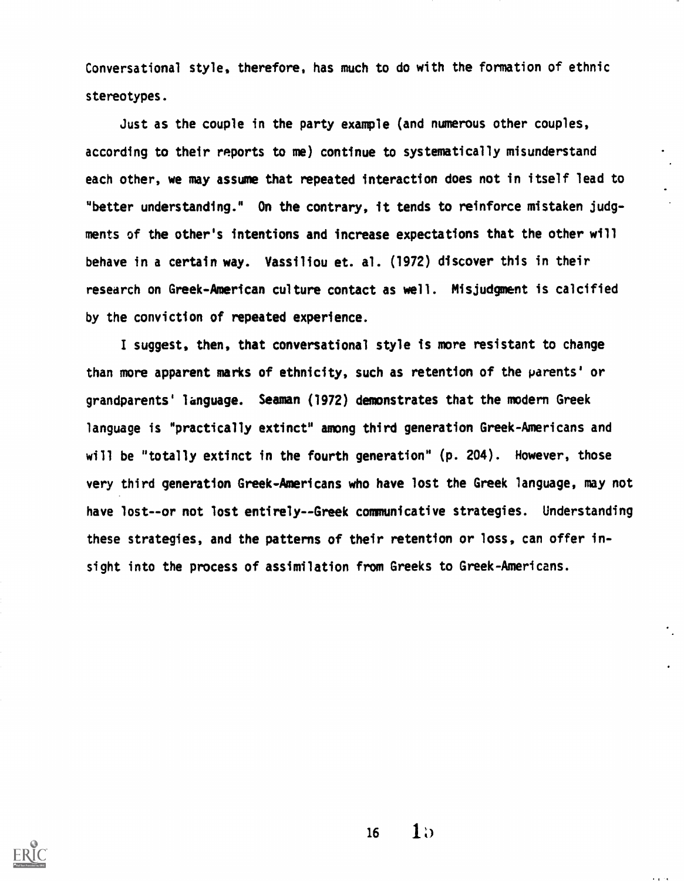Conversational style, therefore, has much to do with the formation of ethnic stereotypes.

Just as the couple in the party example (and numerous other couples, according to their reports to me) continue to systematically misunderstand each other, we may assume that repeated interaction does not in itself lead to "better understanding." On the contrary, it tends to reinforce mistaken judgments of the other's intentions and increase expectations that the other will behave in a certain way. Vassiliou et. al. (1972) discover this in their research on Greek-American culture contact as well. Misjudgment is calcified by the conviction of repeated experience.

I suggest, then, that conversational style is more resistant to change than more apparent marks of ethnicity, such as retention of the parents' or grandparents' language. Seaman (1972) demonstrates that the modern Greek language is "practically extinct" among third generation Greek-Americans and will be "totally extinct in the fourth generation" (p. 204). However, those very third generation Greek-Americans who have lost the Greek language, may not have lost--or not lost entirely--Greek communicative strategies. Understanding these strategies, and the patterns of their retention or loss, can offer insight into the process of assimilation from Greeks to Greek-Americans.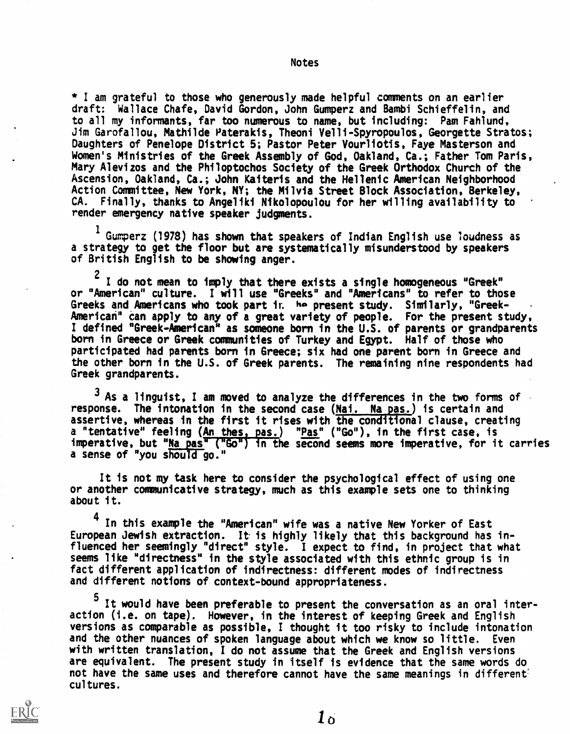# Notes

* I am grateful to those who generously made helpful comments on an earlier draft: Wallace Chafe, David Gordon, John Gumperz and Bambi Schieffelin, and to all my informants, far too numerous to name, but including: Pam Fahlund, Jim Garofallou, Mathilde Paterakis, Theoni Velli-Spyropoulos, Georgette Stratos; Daughters of Penelope District 5; Pastor Peter Vourliotis, Faye Masterson and Women's Ministries of the Greek Assembly of God, Oakland, Ca.; Father Tom Paris, Mary Alevizos and the Philoptochos Society of the Greek Orthodox Church of the Ascension, Oakland, Ca.; John Kaiteris and the Hellenic American Neighborhood Action Committee, New York, NY; the Milvia Street Block Association, Berkeley, CA. Finally, thanks to Angeliki Nikolopoulou for her willing availability to render emergency native speaker judgments.

[1] Gumperz (1978) has shown that speakers of Indian English use loudness as a strategy to get the floor but are systematically misunderstood by speakers of British English to be showing anger.

[2] I do not mean to imply that there exists a single homogeneous "Greek" or "American" culture. I will use "Greeks" and "Americans" to refer to those Greeks and Americans who took part in the present study. Similarly, "Greek-American" can apply to any of a great variety of people. For the present study, I defined "Greek-American" as someone born in the U.S. of parents or grandparents born in Greece or Greek communities of Turkey and Egypt. Half of those who participated had parents born in Greece; six had one parent born in Greece and the other born in the U.S. of Greek parents. The remaining nine respondents had Greek grandparents.

[3] As a linguist, I am moved to analyze the differences in the two forms of response. The intonation in the second case (Nai. Na pas.) is certain and assertive, whereas in the first it rises with the conditional clause, creating a "tentative" feeling (An thes, pas.) "Pas" ("Go"), in the first case, is imperative, but "Na pas" ("Go") in the second seems more imperative, for it carries a sense of "you should go."

It is not my task here to consider the psychological effect of using one or another communicative strategy, much as this example sets one to thinking about it.

[4] In this example the "American" wife was a native New Yorker of East European Jewish extraction. It is highly likely that this background has influenced her seemingly "direct" style. I expect to find, in project that what seems like "directness" in the style associated with this ethnic group is in fact different application of indirectness: different modes of indirectness and different notions of context-bound appropriateness.

[5] It would have been preferable to present the conversation as an oral interaction (i.e. on tape). However, in the interest of keeping Greek and English versions as comparable as possible, I thought it too risky to include intonation and the other nuances of spoken language about which we know so little. Even with written translation, I do not assume that the Greek and English versions are equivalent. The present study in itself is evidence that the same words do not have the same uses and therefore cannot have the same meanings in different cultures.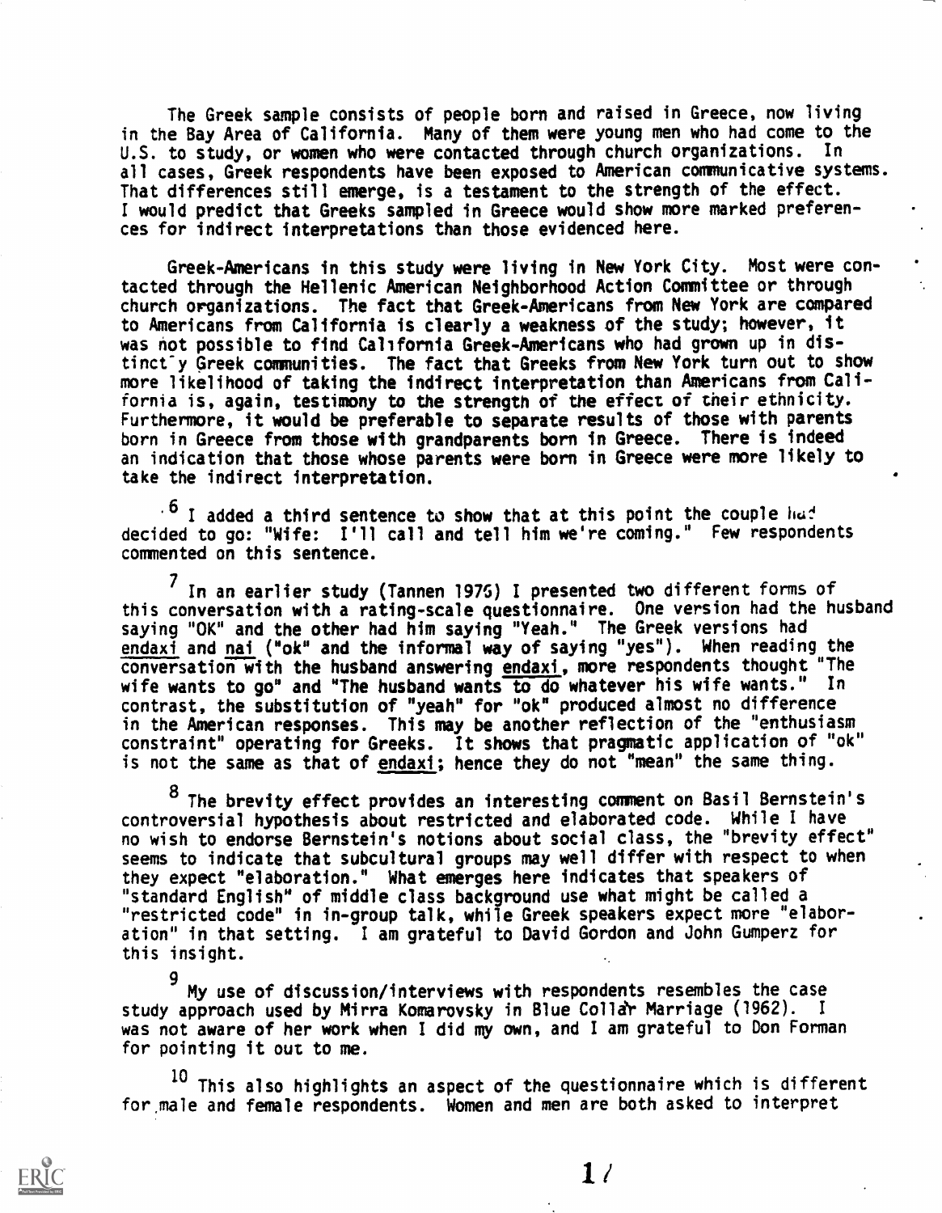The Greek sample consists of people born and raised in Greece, now living in the Bay Area of California. Many of them were young men who had come to the U.S. to study, or women who were contacted through church organizations. In all cases, Greek respondents have been exposed to American communicative systems. That differences still emerge, is a testament to the strength of the effect. I would predict that Greeks sampled in Greece would show more marked preferences for indirect interpretations than those evidenced here.

Greek-Americans in this study were living in New York City. Most were contacted through the Hellenic American Neighborhood Action Committee or through church organizations. The fact that Greek-Americans from New York are compared to Americans from California is clearly a weakness of the study; however, it was not possible to find California Greek-Americans who had grown up in distinctly Greek communities. The fact that Greeks from New York turn out to show more likelihood of taking the indirect interpretation than Americans from California is, again, testimony to the strength of the effect of their ethnicity. Furthermore, it would be preferable to separate results of those with parents born in Greece from those with grandparents born in Greece. There is indeed an indication that those whose parents were born in Greece were more likely to take the indirect interpretation.

[6] I added a third sentence to show that at this point the couple had decided to go: "Wife: I'll call and tell him we're coming." Few respondents commented on this sentence.

[7] In an earlier study (Tannen 1975) I presented two different forms of this conversation with a rating-scale questionnaire. One version had the husband saying "OK" and the other had him saying "Yeah." The Greek versions had _endaxi_ and _nai_ ("ok" and the informal way of saying "yes"). When reading the conversation with the husband answering _endaxi_, more respondents thought "The wife wants to go" and "The husband wants to do whatever his wife wants." In contrast, the substitution of "yeah" for "ok" produced almost no difference in the American responses. This may be another reflection of the "enthusiasm constraint" operating for Greeks. It shows that pragmatic application of "ok" is not the same as that of _endaxi_; hence they do not "mean" the same thing.

[8] The brevity effect provides an interesting comment on Basil Bernstein's controversial hypothesis about restricted and elaborated code. While I have no wish to endorse Bernstein's notions about social class, the "brevity effect" seems to indicate that subcultural groups may well differ with respect to when they expect "elaboration." What emerges here indicates that speakers of "standard English" of middle class background use what might be called a "restricted code" in in-group talk, while Greek speakers expect more "elaboration" in that setting. I am grateful to David Gordon and John Gumperz for this insight.

[9] My use of discussion/interviews with respondents resembles the case study approach used by Mirra Komarovsky in Blue Collar Marriage (1962). I was not aware of her work when I did my own, and I am grateful to Don Forman for pointing it out to me.

[10] This also highlights an aspect of the questionnaire which is different for male and female respondents. Women and men are both asked to interpret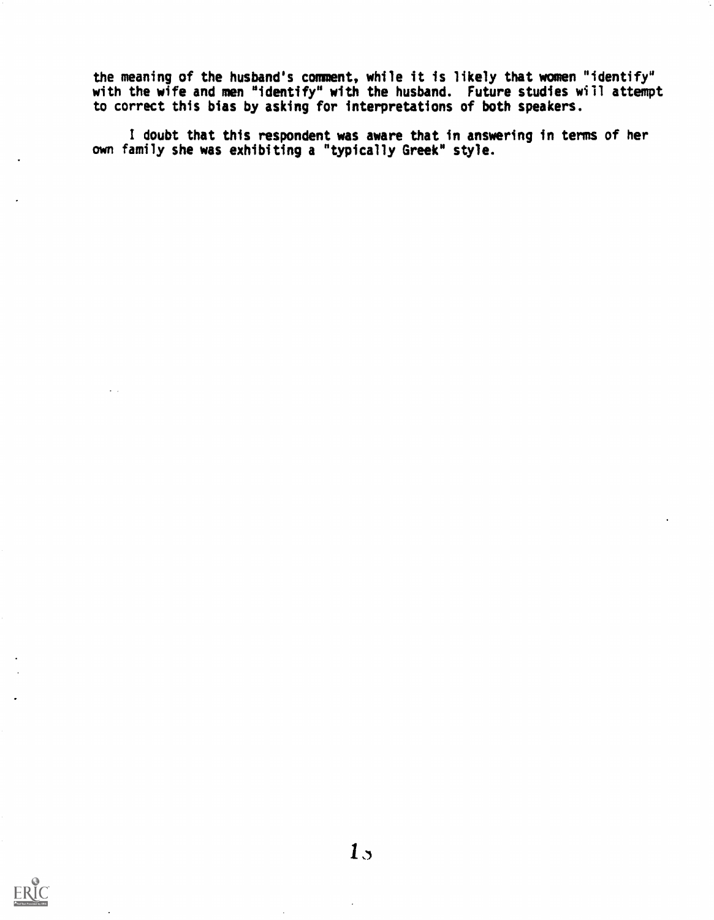the meaning of the husband's comment, while it is likely that women "identify" with the wife and men "identify" with the husband. Future studies will attempt to correct this bias by asking for interpretations of both speakers.

I doubt that this respondent was aware that in answering in terms of her own family she was exhibiting a "typically Greek" style.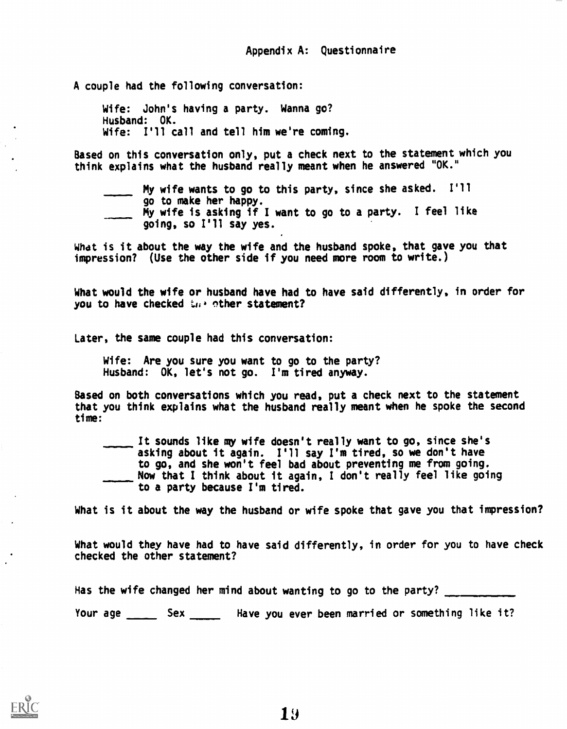## Appendix A: Questionnaire

A couple had the following conversation:

> Wife: John's having a party. Wanna go?
> Husband: OK.
> Wife: I'll call and tell him we're coming.

Based on this conversation only, put a check next to the statement which you think explains what the husband really meant when he answered "OK."

_____ My wife wants to go to this party, since she asked. I'll go to make her happy.

_____ My wife is asking if I want to go to a party. I feel like going, so I'll say yes.

What is it about the way the wife and the husband spoke, that gave you that impression? (Use the other side if you need more room to write.)

What would the wife or husband have had to have said differently, in order for you to have checked the other statement?

Later, the same couple had this conversation:

> Wife: Are you sure you want to go to the party?
> Husband: OK, let's not go. I'm tired anyway.

Based on both conversations which you read, put a check next to the statement that you think explains what the husband really meant when he spoke the second time:

_____ It sounds like my wife doesn't really want to go, since she's asking about it again. I'll say I'm tired, so we don't have to go, and she won't feel bad about preventing me from going.

_____ Now that I think about it again, I don't really feel like going to a party because I'm tired.

What is it about the way the husband or wife spoke that gave you that impression?

What would they have had to have said differently, in order for you to have check checked the other statement?

Has the wife changed her mind about wanting to go to the party? __________

Your age _____ Sex _____ Have you ever been married or something like it?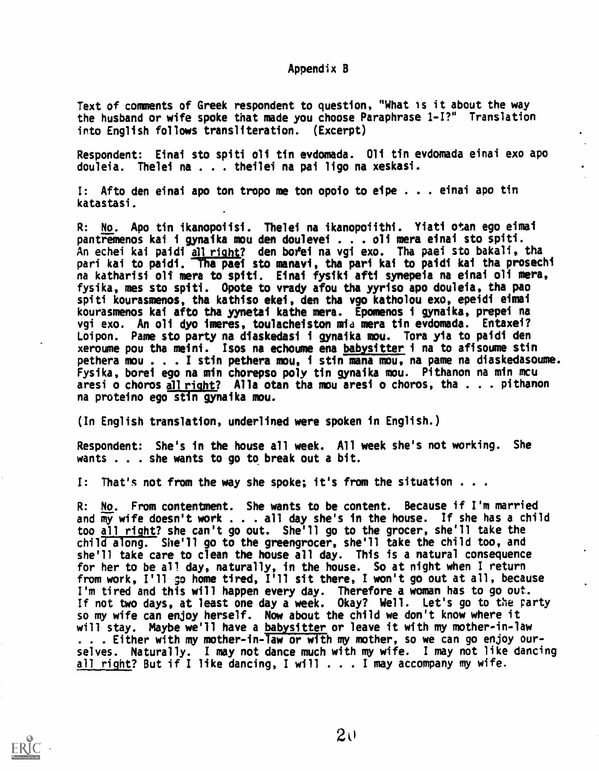## Appendix B

Text of comments of Greek respondent to question, "What is it about the way the husband or wife spoke that made you choose Paraphrase 1-I?" Translation into English follows transliteration. (Excerpt)

Respondent: Einai sto spiti oli tin evdomada. Oli tin evdomada einai exo apo douleia. Thelei na . . . theilei na pai ligo na xeskasi.

I: Afto den einai apo ton tropo me ton opoio to eipe . . . einai apo tin katastasi.

R: <u>No</u>. Apo tin ikanopoiisi. Thelei na ikanopoiithi. Yiati otan ego eimai pantremenos kai i gynaika mou den doulevei . . . oli mera einai sto spiti. An echei kai paidi <u>all right</u>? den borei na vgi exo. Tha paei sto bakali, tha pari kai to paidi. Tha paei sto manavi, tha pari kai to paidi kai tha prosechi na katharisi oli mera to spiti. Einai fysiki afti synepeia na einai oli mera, fysika, mes sto spiti. Opote to vrady afou tha yyriso apo douleia, tha pao spiti kourasmenos, tha kathiso ekei, den tha vgo katholou exo, epeidi eimai kourasmenos kai afto tha yynetai kathe mera. Epomenos i gynaika, prepei na vgi exo. An oli dyo imeres, toulacheiston mia mera tin evdomada. Entaxei? Loipon. Pame sto party na diaskedasi i gynaika mou. Tora yia to paidi den xeroume pou tha meini. Isos na echoume ena <u>babysitter</u> i na to afisoume stin pethera mou . . . I stin pethera mou, i stin mana mou, na pame na diaskedasoume. Fysika, borei ego na min chorepso poly tin gynaika mou. Pithanon na min mou aresi o choros <u>all right</u>? Alla otan tha mou aresi o choros, tha . . . pithanon na proteino ego stin gynaika mou.

(In English translation, underlined were spoken in English.)

Respondent: She's in the house all week. All week she's not working. She wants . . . she wants to go to break out a bit.

I: That's not from the way she spoke; it's from the situation . . .

R: <u>No</u>. From contentment. She wants to be content. Because if I'm married and my wife doesn't work . . . all day she's in the house. If she has a child too <u>all right</u>? she can't go out. She'll go to the grocer, she'll take the child along. She'll go to the greengrocer, she'll take the child too, and she'll take care to clean the house all day. This is a natural consequence for her to be all day, naturally, in the house. So at night when I return from work, I'll go home tired, I'll sit there, I won't go out at all, because I'm tired and this will happen every day. Therefore a woman has to go out. If not two days, at least one day a week. Okay? Well. Let's go to the party so my wife can enjoy herself. Now about the child we don't know where it will stay. Maybe we'll have a <u>babysitter</u> or leave it with my mother-in-law . . . Either with my mother-in-law or with my mother, so we can go enjoy ourselves. Naturally. I may not dance much with my wife. I may not like dancing <u>all right</u>? But if I like dancing, I will . . . I may accompany my wife.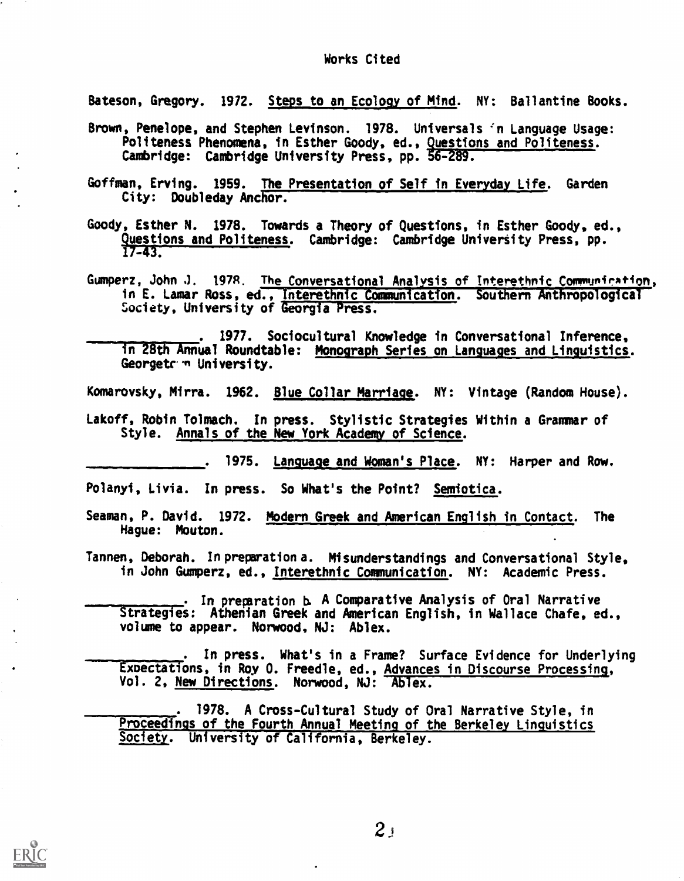# Works Cited

Bateson, Gregory. 1972. Steps to an Ecology of Mind. NY: Ballantine Books.

Brown, Penelope, and Stephen Levinson. 1978. Universals in Language Usage: Politeness Phenomena, in Esther Goody, ed., Questions and Politeness. Cambridge: Cambridge University Press, pp. 56-289.

Goffman, Erving. 1959. The Presentation of Self in Everyday Life. Garden City: Doubleday Anchor.

Goody, Esther N. 1978. Towards a Theory of Questions, in Esther Goody, ed., Questions and Politeness. Cambridge: Cambridge University Press, pp. 17-43.

Gumperz, John J. 1978. The Conversational Analysis of Interethnic Communication, in E. Lamar Ross, ed., Interethnic Communication. Southern Anthropological Society, University of Georgia Press.

\_\_\_\_\_\_\_\_\_\_\_\_. 1977. Sociocultural Knowledge in Conversational Inference, in 28th Annual Roundtable: Monograph Series on Languages and Linguistics. Georgetown University.

Komarovsky, Mirra. 1962. Blue Collar Marriage. NY: Vintage (Random House).

Lakoff, Robin Tolmach. In press. Stylistic Strategies Within a Grammar of Style. Annals of the New York Academy of Science.

\_\_\_\_\_\_\_\_\_\_\_\_. 1975. Language and Woman's Place. NY: Harper and Row.

Polanyi, Livia. In press. So What's the Point? Semiotica.

Seaman, P. David. 1972. Modern Greek and American English in Contact. The Hague: Mouton.

Tannen, Deborah. In preparation a. Misunderstandings and Conversational Style, in John Gumperz, ed., Interethnic Communication. NY: Academic Press.

\_\_\_\_\_\_\_\_\_\_\_\_. In preparation b. A Comparative Analysis of Oral Narrative Strategies: Athenian Greek and American English, in Wallace Chafe, ed., volume to appear. Norwood, NJ: Ablex.

\_\_\_\_\_\_\_\_\_\_\_\_. In press. What's in a Frame? Surface Evidence for Underlying Expectations, in Roy O. Freedle, ed., Advances in Discourse Processing, Vol. 2, New Directions. Norwood, NJ: Ablex.

\_\_\_\_\_\_\_\_\_\_\_\_. 1978. A Cross-Cultural Study of Oral Narrative Style, in Proceedings of the Fourth Annual Meeting of the Berkeley Linguistics Society. University of California, Berkeley.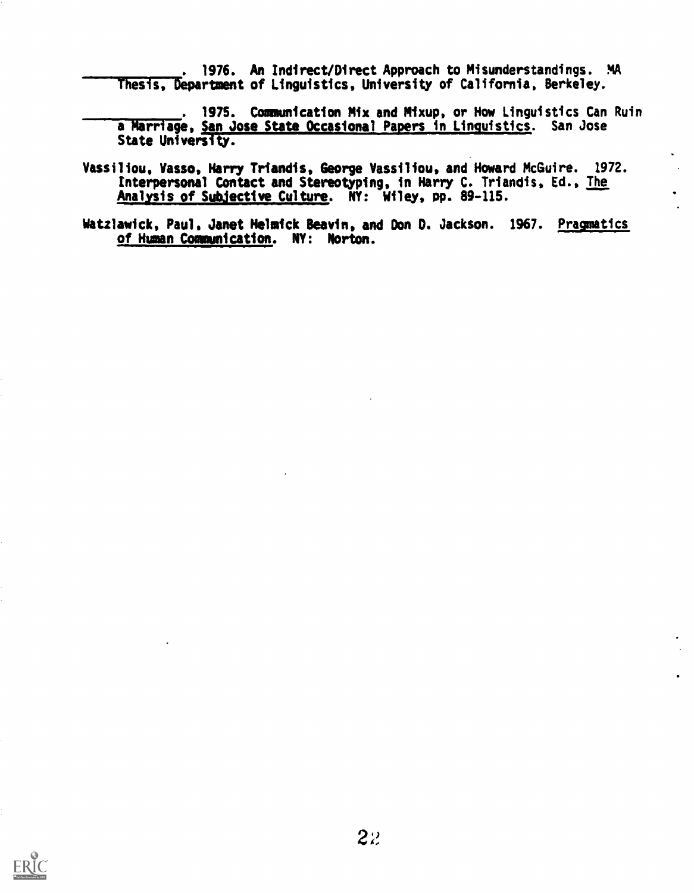\_\_\_\_\_\_\_\_\_\_\_. 1976. An Indirect/Direct Approach to Misunderstandings. MA Thesis, Department of Linguistics, University of California, Berkeley.

\_\_\_\_\_\_\_\_\_\_\_. 1975. Communication Mix and Mixup, or How Linguistics Can Ruin a Marriage, San Jose State Occasional Papers in Linguistics. San Jose State University.

Vassiliou, Vasso, Harry Triandis, George Vassiliou, and Howard McGuire. 1972. Interpersonal Contact and Stereotyping, in Harry C. Triandis, Ed., The Analysis of Subjective Culture. NY: Wiley, pp. 89-115.

Watzlawick, Paul, Janet Helmick Beavin, and Don D. Jackson. 1967. Pragmatics of Human Communication. NY: Norton.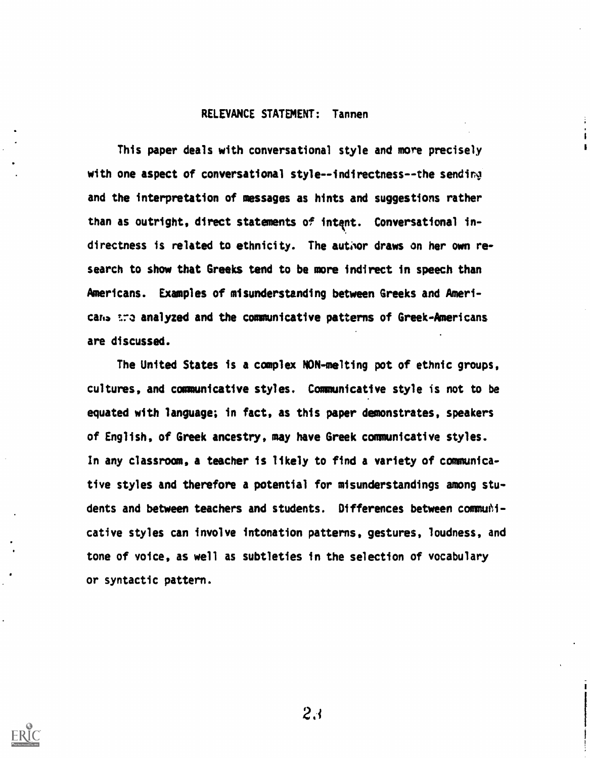## RELEVANCE STATEMENT: Tannen

This paper deals with conversational style and more precisely with one aspect of conversational style--indirectness--the sending and the interpretation of messages as hints and suggestions rather than as outright, direct statements of intent. Conversational indirectness is related to ethnicity. The author draws on her own research to show that Greeks tend to be more indirect in speech than Americans. Examples of misunderstanding between Greeks and Americans are analyzed and the communicative patterns of Greek-Americans are discussed.

The United States is a complex NON-melting pot of ethnic groups, cultures, and communicative styles. Communicative style is not to be equated with language; in fact, as this paper demonstrates, speakers of English, of Greek ancestry, may have Greek communicative styles. In any classroom, a teacher is likely to find a variety of communicative styles and therefore a potential for misunderstandings among students and between teachers and students. Differences between communicative styles can involve intonation patterns, gestures, loudness, and tone of voice, as well as subtleties in the selection of vocabulary or syntactic pattern.